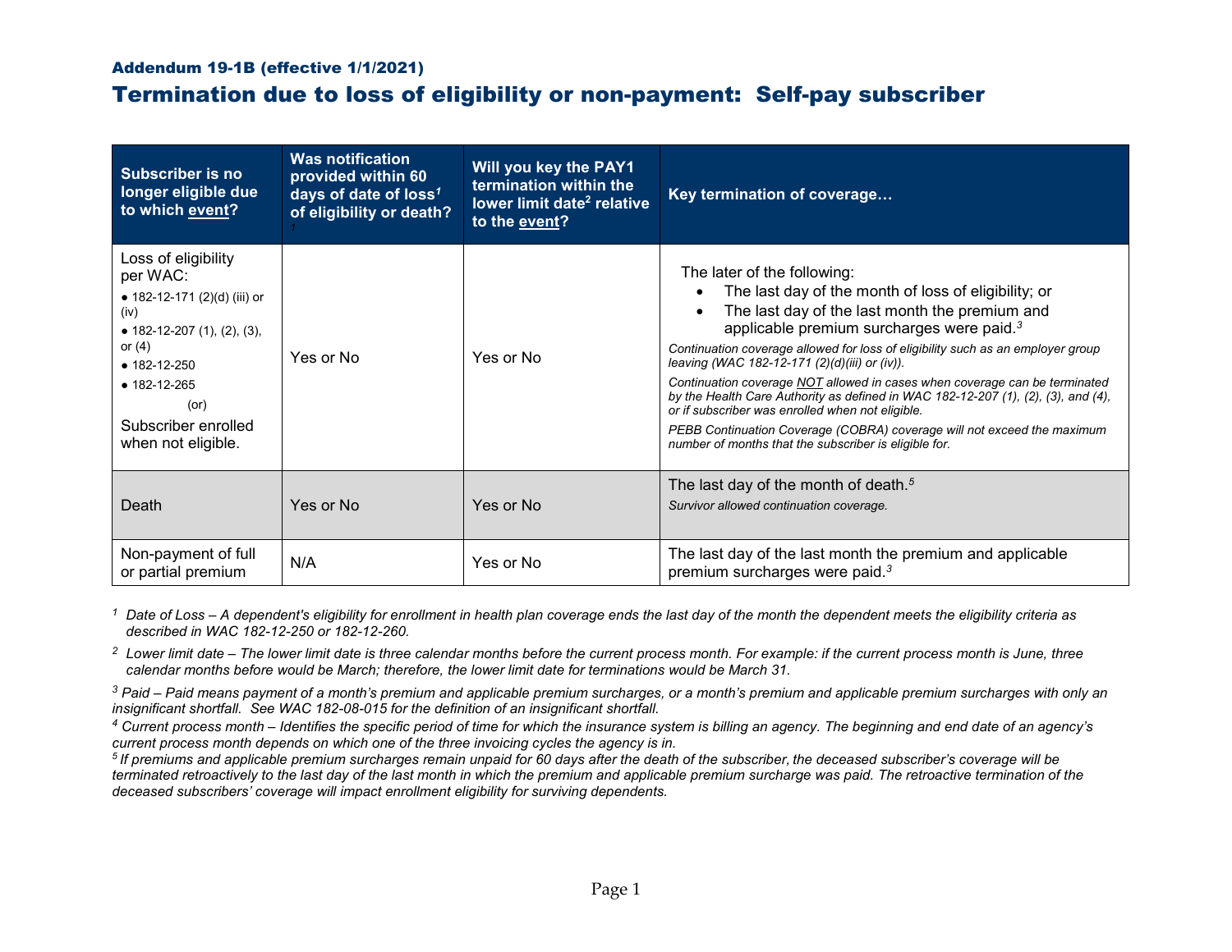### Addendum 19-1B (effective 1/1/2021)

# Termination due to loss of eligibility or non-payment: Self-pay subscriber

| Subscriber is no longer eligible due to which event? | Was notification provided within 60 days of date of loss[1] of eligibility or death? [1] | Will you key the PAY1 termination within the lower limit date[2] relative to the event? | Key termination of coverage… |
|---|---|---|---|
| Loss of eligibility per WAC: <br>• 182-12-171 (2)(d) (iii) or (iv) <br>• 182-12-207 (1), (2), (3), or (4) <br>• 182-12-250 <br>• 182-12-265 <br>(or) <br>Subscriber enrolled when not eligible. | Yes or No | Yes or No | The later of the following: <br>• The last day of the month of loss of eligibility; or <br>• The last day of the last month the premium and applicable premium surcharges were paid.[3] <br>*Continuation coverage allowed for loss of eligibility such as an employer group leaving (WAC 182-12-171 (2)(d)(iii) or (iv)).* <br>*Continuation coverage NOT allowed in cases when coverage can be terminated by the Health Care Authority as defined in WAC 182-12-207 (1), (2), (3), and (4), or if subscriber was enrolled when not eligible.* <br>*PEBB Continuation Coverage (COBRA) coverage will not exceed the maximum number of months that the subscriber is eligible for.* |
| Death | Yes or No | Yes or No | The last day of the month of death.[5] <br>*Survivor allowed continuation coverage.* |
| Non-payment of full or partial premium | N/A | Yes or No | The last day of the last month the premium and applicable premium surcharges were paid.[3] |

*[1] Date of Loss – A dependent's eligibility for enrollment in health plan coverage ends the last day of the month the dependent meets the eligibility criteria as described in WAC 182-12-250 or 182-12-260.*

*[2] Lower limit date – The lower limit date is three calendar months before the current process month. For example: if the current process month is June, three calendar months before would be March; therefore, the lower limit date for terminations would be March 31.*

*[3] Paid – Paid means payment of a month's premium and applicable premium surcharges, or a month's premium and applicable premium surcharges with only an insignificant shortfall. See WAC 182-08-015 for the definition of an insignificant shortfall.*

*[4] Current process month – Identifies the specific period of time for which the insurance system is billing an agency. The beginning and end date of an agency's current process month depends on which one of the three invoicing cycles the agency is in.*

*[5] If premiums and applicable premium surcharges remain unpaid for 60 days after the death of the subscriber, the deceased subscriber's coverage will be terminated retroactively to the last day of the last month in which the premium and applicable premium surcharge was paid. The retroactive termination of the deceased subscribers' coverage will impact enrollment eligibility for surviving dependents.*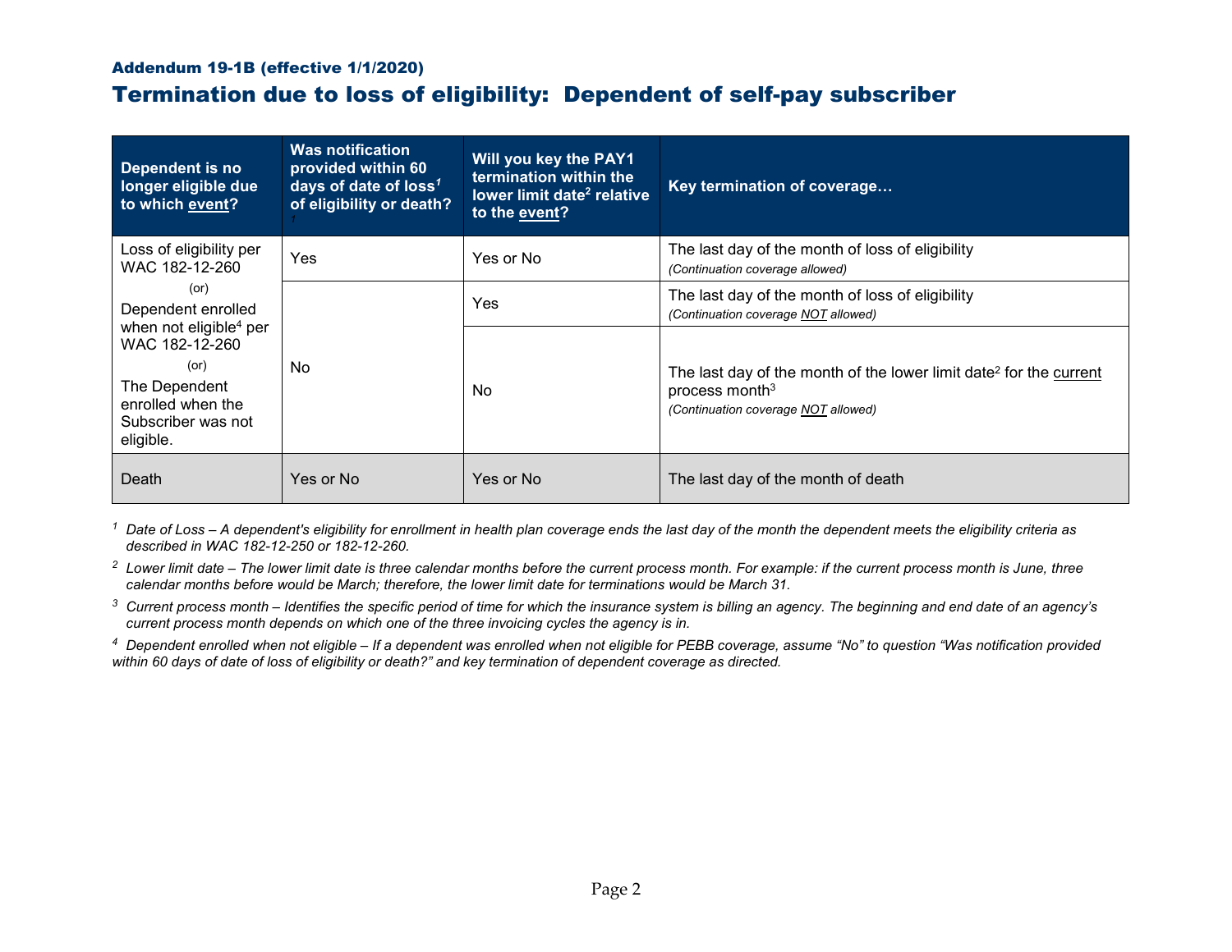### Addendum 19-1B (effective 1/1/2020)

## Termination due to loss of eligibility: Dependent of self-pay subscriber

| Dependent is no longer eligible due to which event? | Was notification provided within 60 days of date of loss[1] of eligibility or death?[1] | Will you key the PAY1 termination within the lower limit date[2] relative to the event? | Key termination of coverage… |
|---|---|---|---|
| Loss of eligibility per WAC 182-12-260 (or) Dependent enrolled when not eligible[4] per WAC 182-12-260 (or) The Dependent enrolled when the Subscriber was not eligible. | Yes | Yes or No | The last day of the month of loss of eligibility *(Continuation coverage allowed)* |
| | No | Yes | The last day of the month of loss of eligibility *(Continuation coverage NOT allowed)* |
| | | No | The last day of the month of the lower limit date[2] for the current process month[3] *(Continuation coverage NOT allowed)* |
| Death | Yes or No | Yes or No | The last day of the month of death |

*[1] Date of Loss – A dependent's eligibility for enrollment in health plan coverage ends the last day of the month the dependent meets the eligibility criteria as described in WAC 182-12-250 or 182-12-260.*

*[2] Lower limit date – The lower limit date is three calendar months before the current process month. For example: if the current process month is June, three calendar months before would be March; therefore, the lower limit date for terminations would be March 31.*

*[3] Current process month – Identifies the specific period of time for which the insurance system is billing an agency. The beginning and end date of an agency's current process month depends on which one of the three invoicing cycles the agency is in.*

*[4] Dependent enrolled when not eligible – If a dependent was enrolled when not eligible for PEBB coverage, assume "No" to question "Was notification provided within 60 days of date of loss of eligibility or death?" and key termination of dependent coverage as directed.*